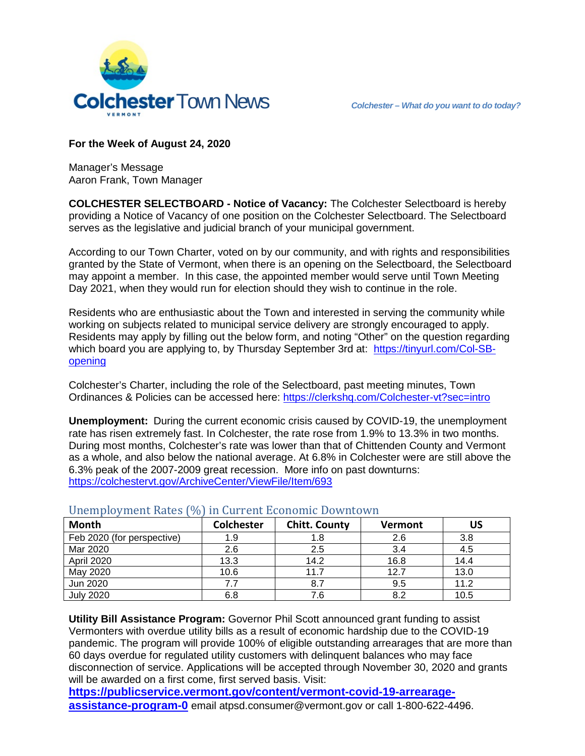# Colchester Town News

*Colchester – What do you want to do today?*

**For the Week of August 24, 2020**

Manager's Message
Aaron Frank, Town Manager

**COLCHESTER SELECTBOARD - Notice of Vacancy:** The Colchester Selectboard is hereby providing a Notice of Vacancy of one position on the Colchester Selectboard. The Selectboard serves as the legislative and judicial branch of your municipal government.

According to our Town Charter, voted on by our community, and with rights and responsibilities granted by the State of Vermont, when there is an opening on the Selectboard, the Selectboard may appoint a member. In this case, the appointed member would serve until Town Meeting Day 2021, when they would run for election should they wish to continue in the role.

Residents who are enthusiastic about the Town and interested in serving the community while working on subjects related to municipal service delivery are strongly encouraged to apply. Residents may apply by filling out the below form, and noting "Other" on the question regarding which board you are applying to, by Thursday September 3rd at: https://tinyurl.com/Col-SB-opening

Colchester's Charter, including the role of the Selectboard, past meeting minutes, Town Ordinances & Policies can be accessed here: https://clerkshq.com/Colchester-vt?sec=intro

**Unemployment:** During the current economic crisis caused by COVID-19, the unemployment rate has risen extremely fast. In Colchester, the rate rose from 1.9% to 13.3% in two months. During most months, Colchester's rate was lower than that of Chittenden County and Vermont as a whole, and also below the national average. At 6.8% in Colchester were are still above the 6.3% peak of the 2007-2009 great recession. More info on past downturns: https://colchestervt.gov/ArchiveCenter/ViewFile/Item/693

## Unemployment Rates (%) in Current Economic Downtown

| Month | Colchester | Chitt. County | Vermont | US |
|---|---|---|---|---|
| Feb 2020 (for perspective) | 1.9 | 1.8 | 2.6 | 3.8 |
| Mar 2020 | 2.6 | 2.5 | 3.4 | 4.5 |
| April 2020 | 13.3 | 14.2 | 16.8 | 14.4 |
| May 2020 | 10.6 | 11.7 | 12.7 | 13.0 |
| Jun 2020 | 7.7 | 8.7 | 9.5 | 11.2 |
| July 2020 | 6.8 | 7.6 | 8.2 | 10.5 |

**Utility Bill Assistance Program:** Governor Phil Scott announced grant funding to assist Vermonters with overdue utility bills as a result of economic hardship due to the COVID-19 pandemic. The program will provide 100% of eligible outstanding arrearages that are more than 60 days overdue for regulated utility customers with delinquent balances who may face disconnection of service. Applications will be accepted through November 30, 2020 and grants will be awarded on a first come, first served basis. Visit: **https://publicservice.vermont.gov/content/vermont-covid-19-arrearage-assistance-program-0** email atpsd.consumer@vermont.gov or call 1-800-622-4496.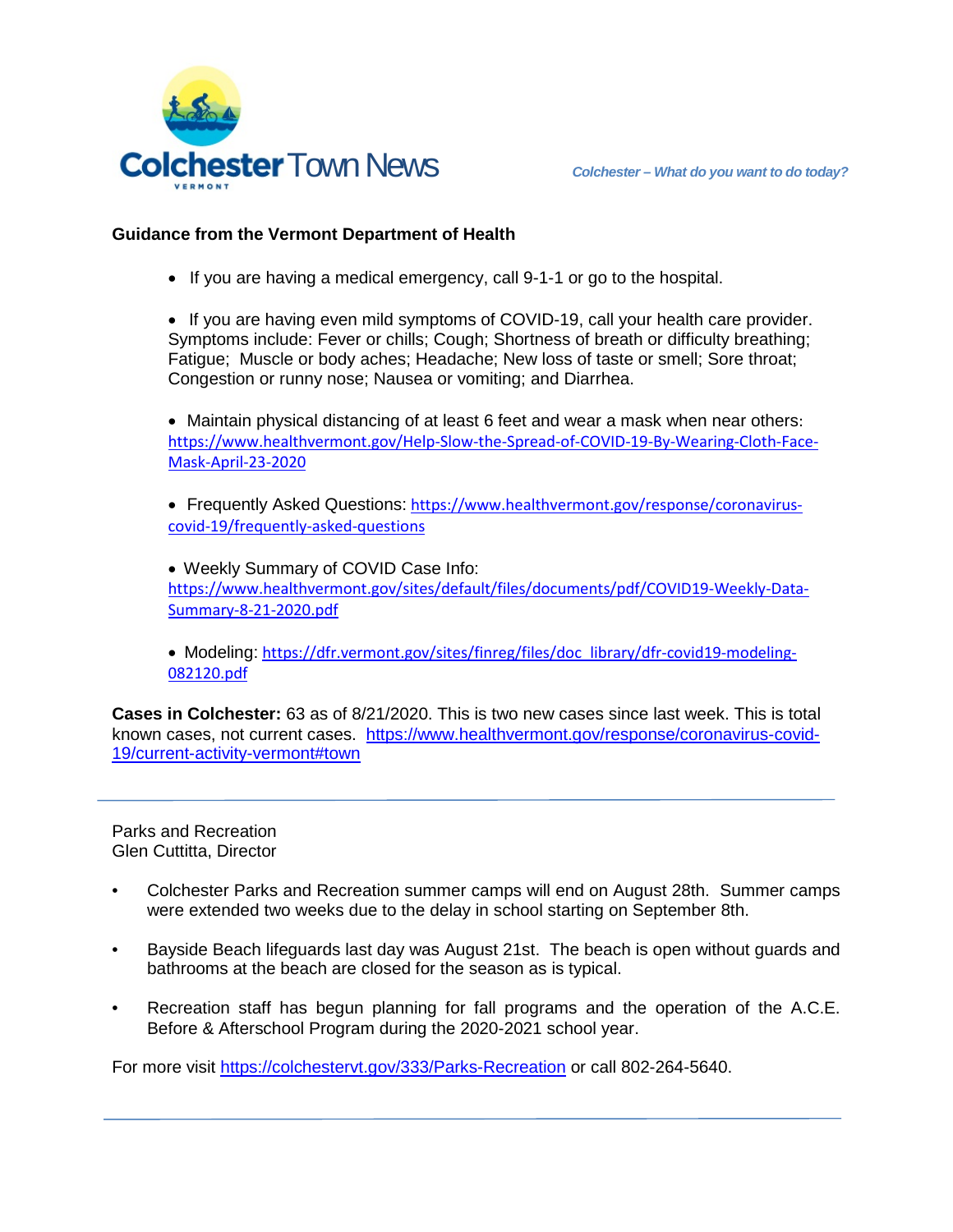### Guidance from the Vermont Department of Health

- If you are having a medical emergency, call 9-1-1 or go to the hospital.
- If you are having even mild symptoms of COVID-19, call your health care provider. Symptoms include: Fever or chills; Cough; Shortness of breath or difficulty breathing; Fatigue; Muscle or body aches; Headache; New loss of taste or smell; Sore throat; Congestion or runny nose; Nausea or vomiting; and Diarrhea.
- Maintain physical distancing of at least 6 feet and wear a mask when near others: https://www.healthvermont.gov/Help-Slow-the-Spread-of-COVID-19-By-Wearing-Cloth-Face-Mask-April-23-2020
- Frequently Asked Questions: https://www.healthvermont.gov/response/coronavirus-covid-19/frequently-asked-questions
- Weekly Summary of COVID Case Info: https://www.healthvermont.gov/sites/default/files/documents/pdf/COVID19-Weekly-Data-Summary-8-21-2020.pdf
- Modeling: https://dfr.vermont.gov/sites/finreg/files/doc_library/dfr-covid19-modeling-082120.pdf

**Cases in Colchester:** 63 as of 8/21/2020. This is two new cases since last week. This is total known cases, not current cases. https://www.healthvermont.gov/response/coronavirus-covid-19/current-activity-vermont#town

---

Parks and Recreation
Glen Cuttitta, Director

- Colchester Parks and Recreation summer camps will end on August 28th. Summer camps were extended two weeks due to the delay in school starting on September 8th.
- Bayside Beach lifeguards last day was August 21st. The beach is open without guards and bathrooms at the beach are closed for the season as is typical.
- Recreation staff has begun planning for fall programs and the operation of the A.C.E. Before & Afterschool Program during the 2020-2021 school year.

For more visit https://colchestervt.gov/333/Parks-Recreation or call 802-264-5640.

---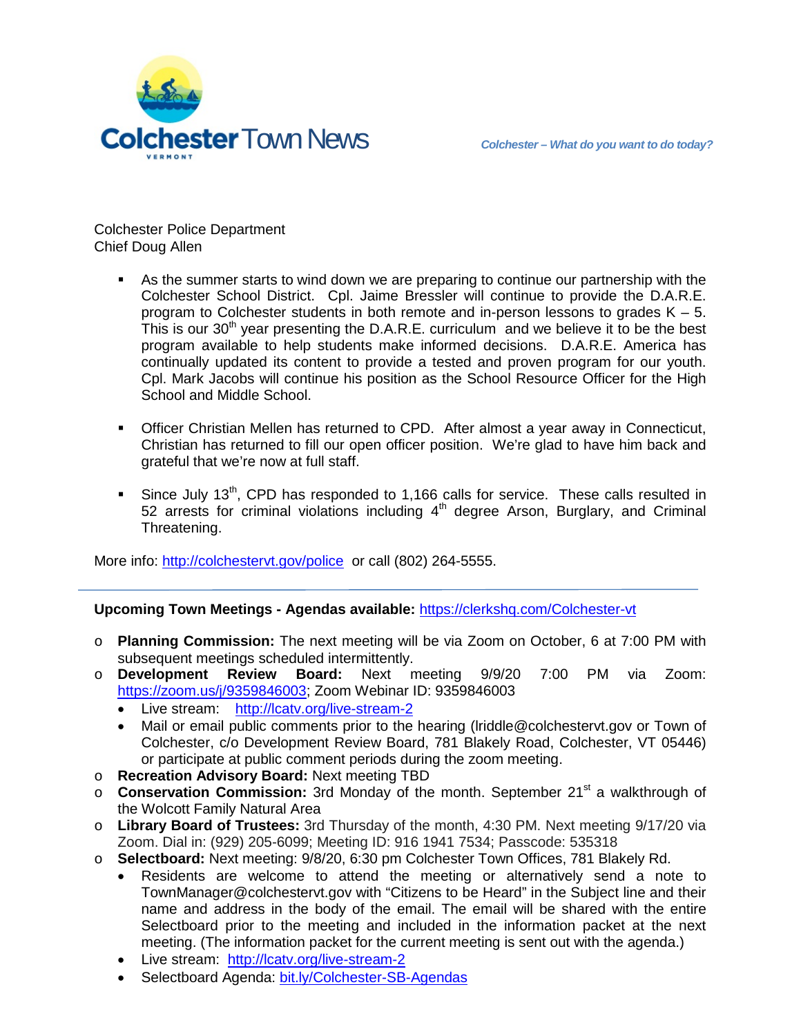Colchester Police Department
Chief Doug Allen

- As the summer starts to wind down we are preparing to continue our partnership with the Colchester School District. Cpl. Jaime Bressler will continue to provide the D.A.R.E. program to Colchester students in both remote and in-person lessons to grades K – 5. This is our 30th year presenting the D.A.R.E. curriculum and we believe it to be the best program available to help students make informed decisions. D.A.R.E. America has continually updated its content to provide a tested and proven program for our youth. Cpl. Mark Jacobs will continue his position as the School Resource Officer for the High School and Middle School.

- Officer Christian Mellen has returned to CPD. After almost a year away in Connecticut, Christian has returned to fill our open officer position. We're glad to have him back and grateful that we're now at full staff.

- Since July 13th, CPD has responded to 1,166 calls for service. These calls resulted in 52 arrests for criminal violations including 4th degree Arson, Burglary, and Criminal Threatening.

More info: http://colchestervt.gov/police or call (802) 264-5555.

---

**Upcoming Town Meetings - Agendas available:** https://clerkshq.com/Colchester-vt

- **Planning Commission:** The next meeting will be via Zoom on October, 6 at 7:00 PM with subsequent meetings scheduled intermittently.
- **Development Review Board:** Next meeting 9/9/20 7:00 PM via Zoom: https://zoom.us/j/9359846003; Zoom Webinar ID: 9359846003
  - Live stream: http://lcatv.org/live-stream-2
  - Mail or email public comments prior to the hearing (lriddle@colchestervt.gov or Town of Colchester, c/o Development Review Board, 781 Blakely Road, Colchester, VT 05446) or participate at public comment periods during the zoom meeting.
- **Recreation Advisory Board:** Next meeting TBD
- **Conservation Commission:** 3rd Monday of the month. September 21st a walkthrough of the Wolcott Family Natural Area
- **Library Board of Trustees:** 3rd Thursday of the month, 4:30 PM. Next meeting 9/17/20 via Zoom. Dial in: (929) 205-6099; Meeting ID: 916 1941 7534; Passcode: 535318
- **Selectboard:** Next meeting: 9/8/20, 6:30 pm Colchester Town Offices, 781 Blakely Rd.
  - Residents are welcome to attend the meeting or alternatively send a note to TownManager@colchestervt.gov with "Citizens to be Heard" in the Subject line and their name and address in the body of the email. The email will be shared with the entire Selectboard prior to the meeting and included in the information packet at the next meeting. (The information packet for the current meeting is sent out with the agenda.)
  - Live stream: http://lcatv.org/live-stream-2
  - Selectboard Agenda: bit.ly/Colchester-SB-Agendas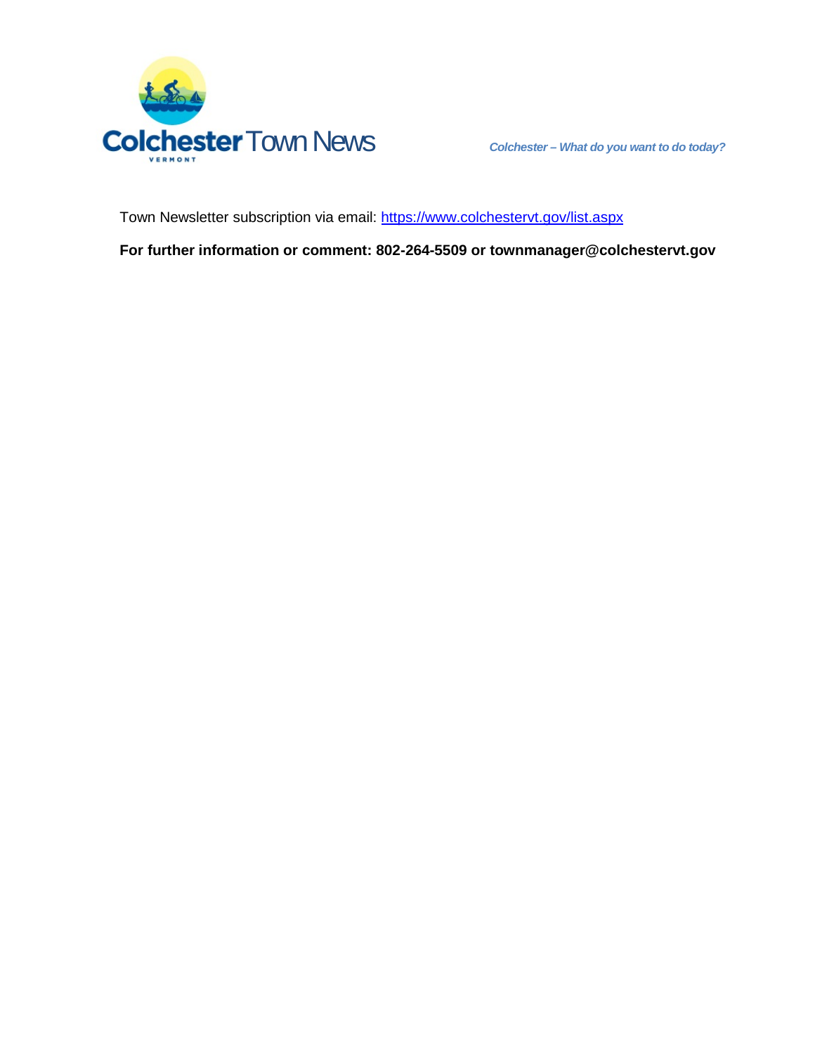Colchester Town News

*Colchester – What do you want to do today?*

Town Newsletter subscription via email: https://www.colchestervt.gov/list.aspx

**For further information or comment: 802-264-5509 or townmanager@colchestervt.gov**